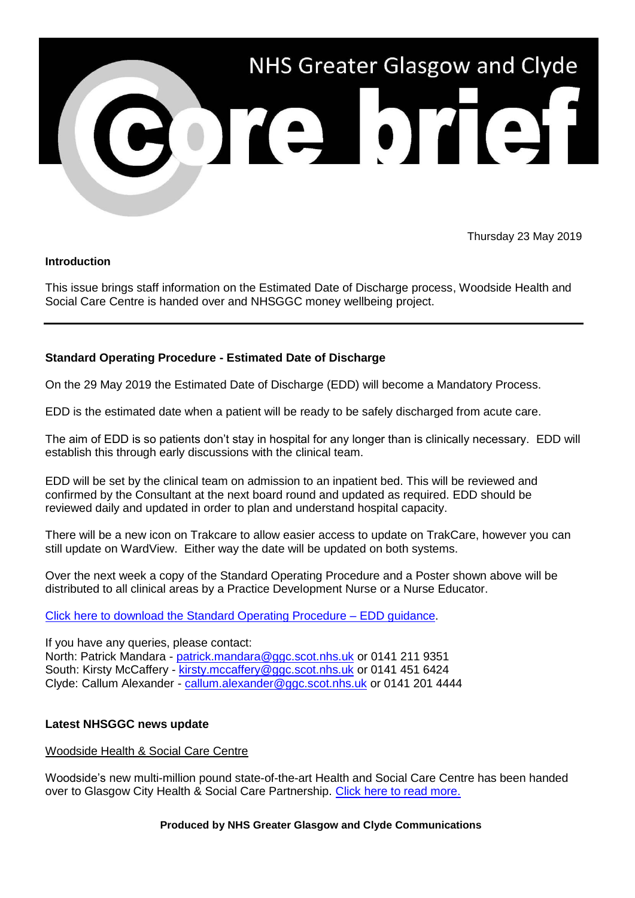# NHS Greater Glasgow and Clyde Core Brief

Thursday 23 May 2019

**Introduction**

This issue brings staff information on the Estimated Date of Discharge process, Woodside Health and Social Care Centre is handed over and NHSGGC money wellbeing project.

---

## Standard Operating Procedure - Estimated Date of Discharge

On the 29 May 2019 the Estimated Date of Discharge (EDD) will become a Mandatory Process.

EDD is the estimated date when a patient will be ready to be safely discharged from acute care.

The aim of EDD is so patients don't stay in hospital for any longer than is clinically necessary. EDD will establish this through early discussions with the clinical team.

EDD will be set by the clinical team on admission to an inpatient bed. This will be reviewed and confirmed by the Consultant at the next board round and updated as required. EDD should be reviewed daily and updated in order to plan and understand hospital capacity.

There will be a new icon on Trakcare to allow easier access to update on TrakCare, however you can still update on WardView. Either way the date will be updated on both systems.

Over the next week a copy of the Standard Operating Procedure and a Poster shown above will be distributed to all clinical areas by a Practice Development Nurse or a Nurse Educator.

Click here to download the Standard Operating Procedure – EDD guidance.

If you have any queries, please contact:
North: Patrick Mandara - patrick.mandara@ggc.scot.nhs.uk or 0141 211 9351
South: Kirsty McCaffery - kirsty.mccaffery@ggc.scot.nhs.uk or 0141 451 6424
Clyde: Callum Alexander - callum.alexander@ggc.scot.nhs.uk or 0141 201 4444

## Latest NHSGGC news update

Woodside Health & Social Care Centre

Woodside's new multi-million pound state-of-the-art Health and Social Care Centre has been handed over to Glasgow City Health & Social Care Partnership. Click here to read more.

**Produced by NHS Greater Glasgow and Clyde Communications**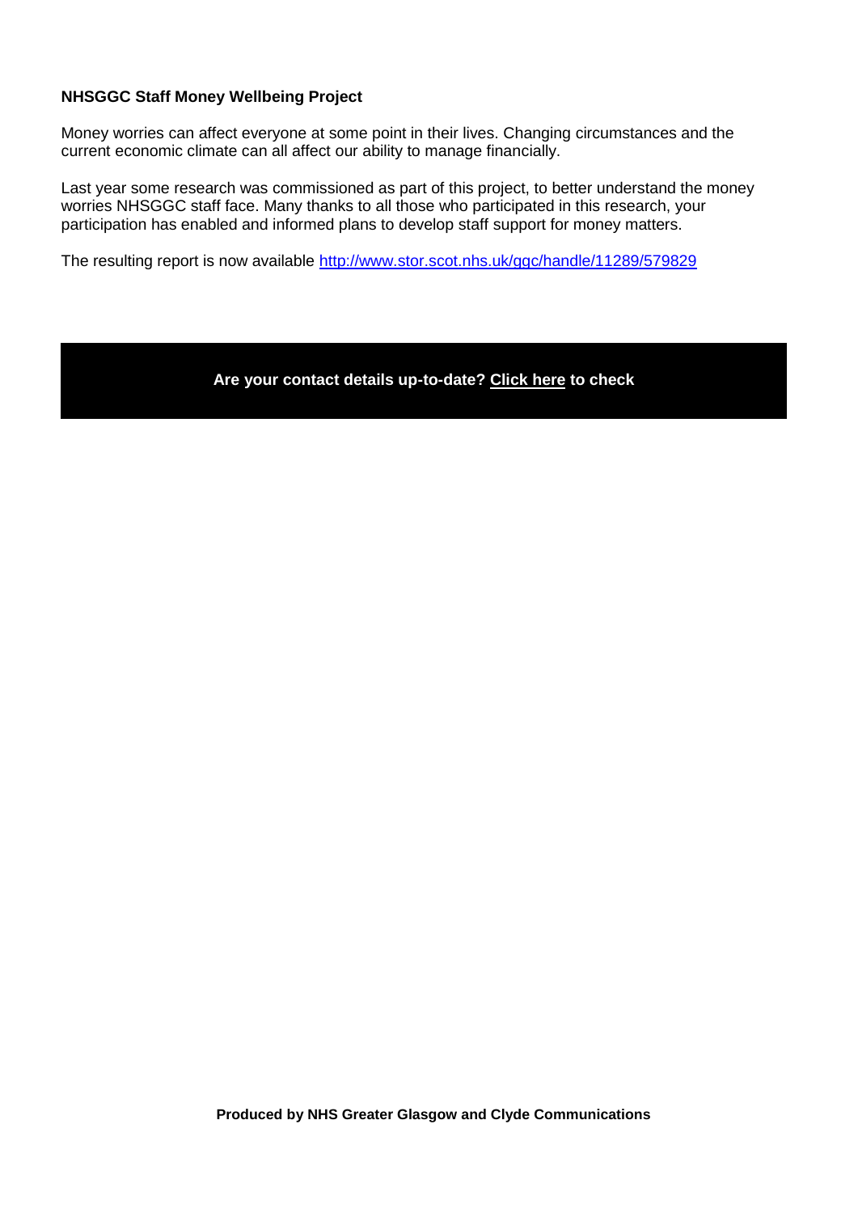**NHSGGC Staff Money Wellbeing Project**

Money worries can affect everyone at some point in their lives. Changing circumstances and the current economic climate can all affect our ability to manage financially.

Last year some research was commissioned as part of this project, to better understand the money worries NHSGGC staff face. Many thanks to all those who participated in this research, your participation has enabled and informed plans to develop staff support for money matters.

The resulting report is now available http://www.stor.scot.nhs.uk/ggc/handle/11289/579829

**Are your contact details up-to-date? Click here to check**

**Produced by NHS Greater Glasgow and Clyde Communications**